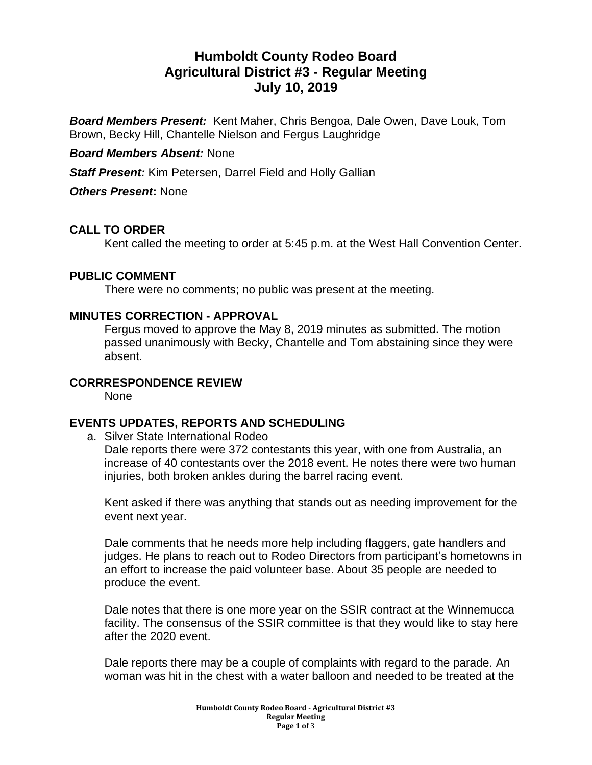# Humboldt County Rodeo Board
# Agricultural District #3 - Regular Meeting
# July 10, 2019

***Board Members Present:*** Kent Maher, Chris Bengoa, Dale Owen, Dave Louk, Tom Brown, Becky Hill, Chantelle Nielson and Fergus Laughridge

***Board Members Absent:*** None

***Staff Present:*** Kim Petersen, Darrel Field and Holly Gallian

***Others Present*:** None

## CALL TO ORDER

Kent called the meeting to order at 5:45 p.m. at the West Hall Convention Center.

## PUBLIC COMMENT

There were no comments; no public was present at the meeting.

## MINUTES CORRECTION - APPROVAL

Fergus moved to approve the May 8, 2019 minutes as submitted. The motion passed unanimously with Becky, Chantelle and Tom abstaining since they were absent.

## CORRRESPONDENCE REVIEW

None

## EVENTS UPDATES, REPORTS AND SCHEDULING

a. Silver State International Rodeo

Dale reports there were 372 contestants this year, with one from Australia, an increase of 40 contestants over the 2018 event. He notes there were two human injuries, both broken ankles during the barrel racing event.

Kent asked if there was anything that stands out as needing improvement for the event next year.

Dale comments that he needs more help including flaggers, gate handlers and judges. He plans to reach out to Rodeo Directors from participant's hometowns in an effort to increase the paid volunteer base. About 35 people are needed to produce the event.

Dale notes that there is one more year on the SSIR contract at the Winnemucca facility. The consensus of the SSIR committee is that they would like to stay here after the 2020 event.

Dale reports there may be a couple of complaints with regard to the parade. An woman was hit in the chest with a water balloon and needed to be treated at the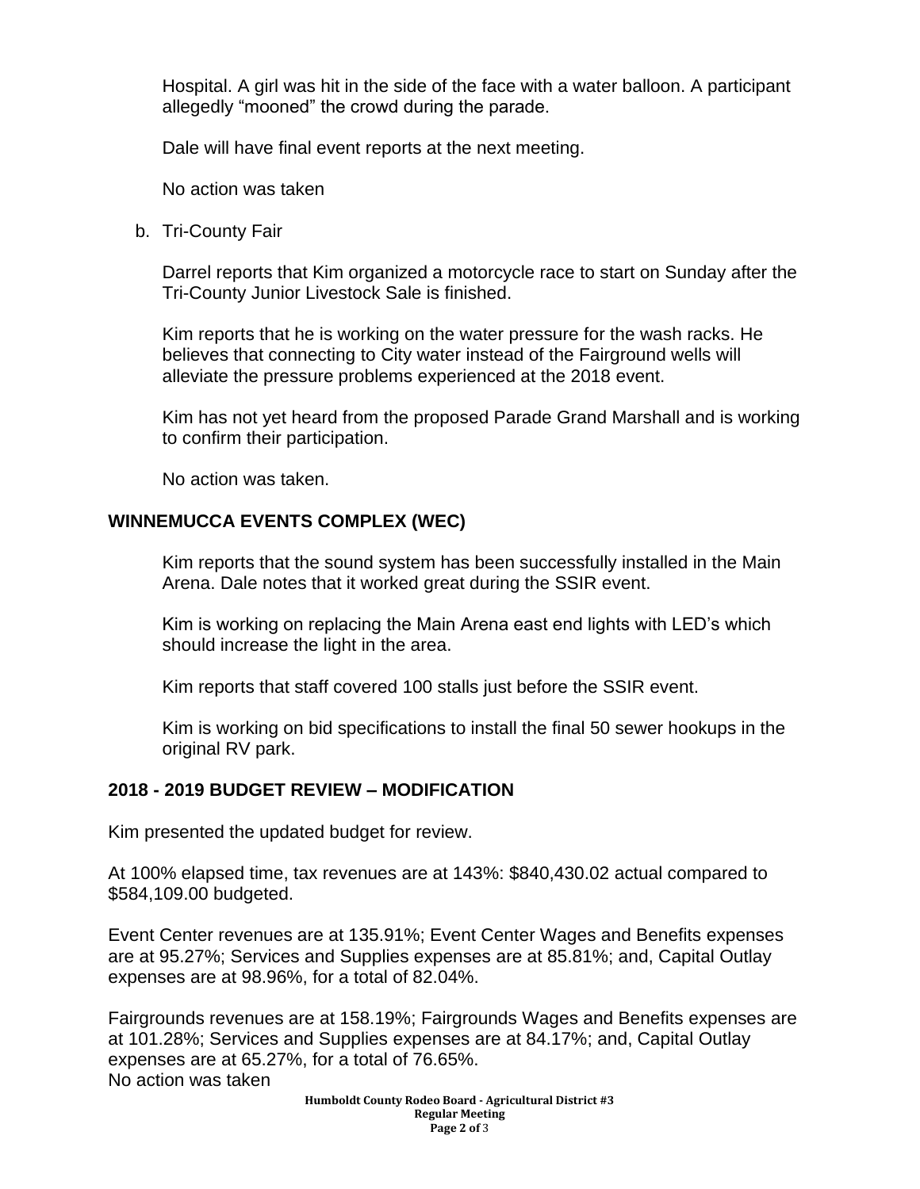Hospital. A girl was hit in the side of the face with a water balloon. A participant allegedly “mooned” the crowd during the parade.

Dale will have final event reports at the next meeting.

No action was taken

b. Tri-County Fair

Darrel reports that Kim organized a motorcycle race to start on Sunday after the Tri-County Junior Livestock Sale is finished.

Kim reports that he is working on the water pressure for the wash racks. He believes that connecting to City water instead of the Fairground wells will alleviate the pressure problems experienced at the 2018 event.

Kim has not yet heard from the proposed Parade Grand Marshall and is working to confirm their participation.

No action was taken.

## WINNEMUCCA EVENTS COMPLEX (WEC)

Kim reports that the sound system has been successfully installed in the Main Arena. Dale notes that it worked great during the SSIR event.

Kim is working on replacing the Main Arena east end lights with LED’s which should increase the light in the area.

Kim reports that staff covered 100 stalls just before the SSIR event.

Kim is working on bid specifications to install the final 50 sewer hookups in the original RV park.

## 2018 - 2019 BUDGET REVIEW – MODIFICATION

Kim presented the updated budget for review.

At 100% elapsed time, tax revenues are at 143%: $840,430.02 actual compared to $584,109.00 budgeted.

Event Center revenues are at 135.91%; Event Center Wages and Benefits expenses are at 95.27%; Services and Supplies expenses are at 85.81%; and, Capital Outlay expenses are at 98.96%, for a total of 82.04%.

Fairgrounds revenues are at 158.19%; Fairgrounds Wages and Benefits expenses are at 101.28%; Services and Supplies expenses are at 84.17%; and, Capital Outlay expenses are at 65.27%, for a total of 76.65%.
No action was taken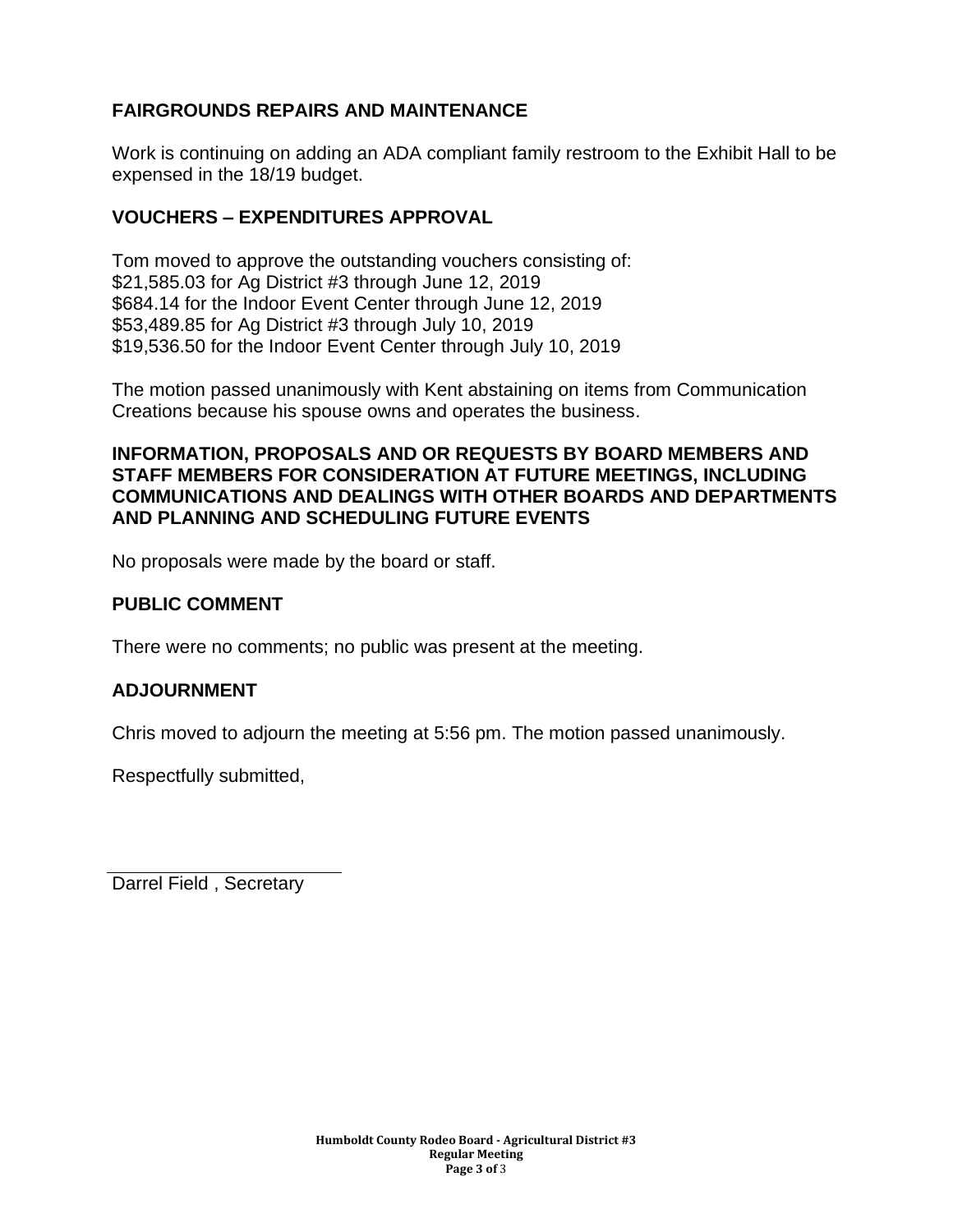## FAIRGROUNDS REPAIRS AND MAINTENANCE

Work is continuing on adding an ADA compliant family restroom to the Exhibit Hall to be expensed in the 18/19 budget.

## VOUCHERS – EXPENDITURES APPROVAL

Tom moved to approve the outstanding vouchers consisting of:
$21,585.03 for Ag District #3 through June 12, 2019
$684.14 for the Indoor Event Center through June 12, 2019
$53,489.85 for Ag District #3 through July 10, 2019
$19,536.50 for the Indoor Event Center through July 10, 2019

The motion passed unanimously with Kent abstaining on items from Communication Creations because his spouse owns and operates the business.

## INFORMATION, PROPOSALS AND OR REQUESTS BY BOARD MEMBERS AND STAFF MEMBERS FOR CONSIDERATION AT FUTURE MEETINGS, INCLUDING COMMUNICATIONS AND DEALINGS WITH OTHER BOARDS AND DEPARTMENTS AND PLANNING AND SCHEDULING FUTURE EVENTS

No proposals were made by the board or staff.

## PUBLIC COMMENT

There were no comments; no public was present at the meeting.

## ADJOURNMENT

Chris moved to adjourn the meeting at 5:56 pm. The motion passed unanimously.

Respectfully submitted,

Darrel Field , Secretary